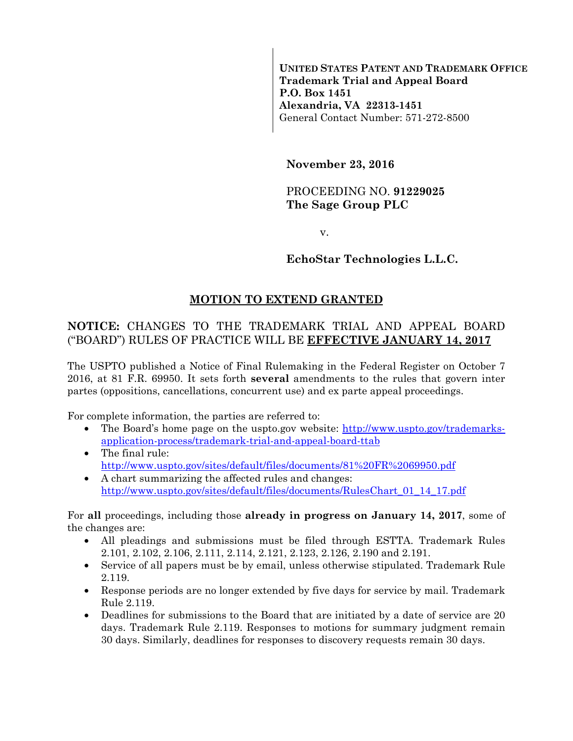**UNITED STATES PATENT AND TRADEMARK OFFICE**
**Trademark Trial and Appeal Board**
**P.O. Box 1451**
**Alexandria, VA 22313-1451**
General Contact Number: 571-272-8500

**November 23, 2016**

PROCEEDING NO. **91229025**
**The Sage Group PLC**

v.

**EchoStar Technologies L.L.C.**

## MOTION TO EXTEND GRANTED

### NOTICE: CHANGES TO THE TRADEMARK TRIAL AND APPEAL BOARD ("BOARD") RULES OF PRACTICE WILL BE EFFECTIVE JANUARY 14, 2017

The USPTO published a Notice of Final Rulemaking in the Federal Register on October 7 2016, at 81 F.R. 69950. It sets forth **several** amendments to the rules that govern inter partes (oppositions, cancellations, concurrent use) and ex parte appeal proceedings.

For complete information, the parties are referred to:

- The Board's home page on the uspto.gov website: http://www.uspto.gov/trademarks-application-process/trademark-trial-and-appeal-board-ttab
- The final rule: http://www.uspto.gov/sites/default/files/documents/81%20FR%2069950.pdf
- A chart summarizing the affected rules and changes: http://www.uspto.gov/sites/default/files/documents/RulesChart_01_14_17.pdf

For **all** proceedings, including those **already in progress on January 14, 2017**, some of the changes are:

- All pleadings and submissions must be filed through ESTTA. Trademark Rules 2.101, 2.102, 2.106, 2.111, 2.114, 2.121, 2.123, 2.126, 2.190 and 2.191.
- Service of all papers must be by email, unless otherwise stipulated. Trademark Rule 2.119.
- Response periods are no longer extended by five days for service by mail. Trademark Rule 2.119.
- Deadlines for submissions to the Board that are initiated by a date of service are 20 days. Trademark Rule 2.119. Responses to motions for summary judgment remain 30 days. Similarly, deadlines for responses to discovery requests remain 30 days.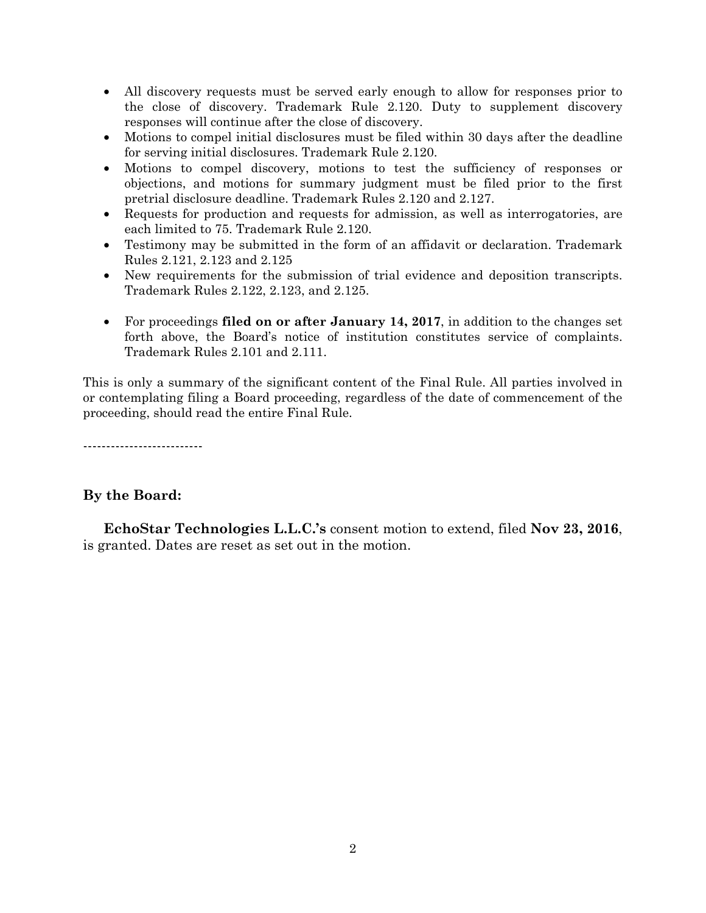- All discovery requests must be served early enough to allow for responses prior to the close of discovery. Trademark Rule 2.120. Duty to supplement discovery responses will continue after the close of discovery.
- Motions to compel initial disclosures must be filed within 30 days after the deadline for serving initial disclosures. Trademark Rule 2.120.
- Motions to compel discovery, motions to test the sufficiency of responses or objections, and motions for summary judgment must be filed prior to the first pretrial disclosure deadline. Trademark Rules 2.120 and 2.127.
- Requests for production and requests for admission, as well as interrogatories, are each limited to 75. Trademark Rule 2.120.
- Testimony may be submitted in the form of an affidavit or declaration. Trademark Rules 2.121, 2.123 and 2.125
- New requirements for the submission of trial evidence and deposition transcripts. Trademark Rules 2.122, 2.123, and 2.125.
- For proceedings **filed on or after January 14, 2017**, in addition to the changes set forth above, the Board's notice of institution constitutes service of complaints. Trademark Rules 2.101 and 2.111.

This is only a summary of the significant content of the Final Rule. All parties involved in or contemplating filing a Board proceeding, regardless of the date of commencement of the proceeding, should read the entire Final Rule.

-------------------------

### By the Board:

**EchoStar Technologies L.L.C.'s** consent motion to extend, filed **Nov 23, 2016**, is granted. Dates are reset as set out in the motion.